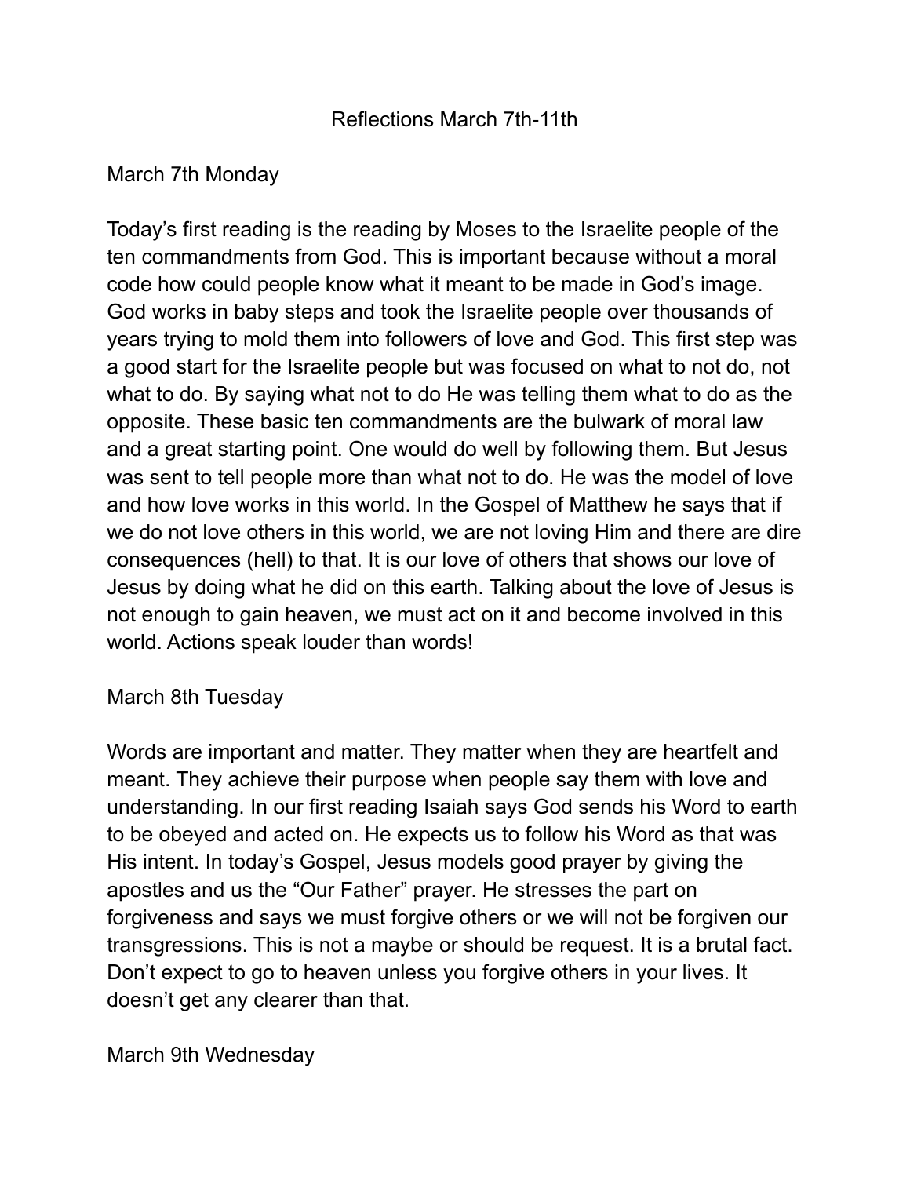# Reflections March 7th-11th

## March 7th Monday

Today's first reading is the reading by Moses to the Israelite people of the ten commandments from God. This is important because without a moral code how could people know what it meant to be made in God's image. God works in baby steps and took the Israelite people over thousands of years trying to mold them into followers of love and God. This first step was a good start for the Israelite people but was focused on what to not do, not what to do. By saying what not to do He was telling them what to do as the opposite. These basic ten commandments are the bulwark of moral law and a great starting point. One would do well by following them. But Jesus was sent to tell people more than what not to do. He was the model of love and how love works in this world. In the Gospel of Matthew he says that if we do not love others in this world, we are not loving Him and there are dire consequences (hell) to that. It is our love of others that shows our love of Jesus by doing what he did on this earth. Talking about the love of Jesus is not enough to gain heaven, we must act on it and become involved in this world. Actions speak louder than words!

## March 8th Tuesday

Words are important and matter. They matter when they are heartfelt and meant. They achieve their purpose when people say them with love and understanding. In our first reading Isaiah says God sends his Word to earth to be obeyed and acted on. He expects us to follow his Word as that was His intent. In today's Gospel, Jesus models good prayer by giving the apostles and us the "Our Father" prayer. He stresses the part on forgiveness and says we must forgive others or we will not be forgiven our transgressions. This is not a maybe or should be request. It is a brutal fact. Don't expect to go to heaven unless you forgive others in your lives. It doesn't get any clearer than that.

## March 9th Wednesday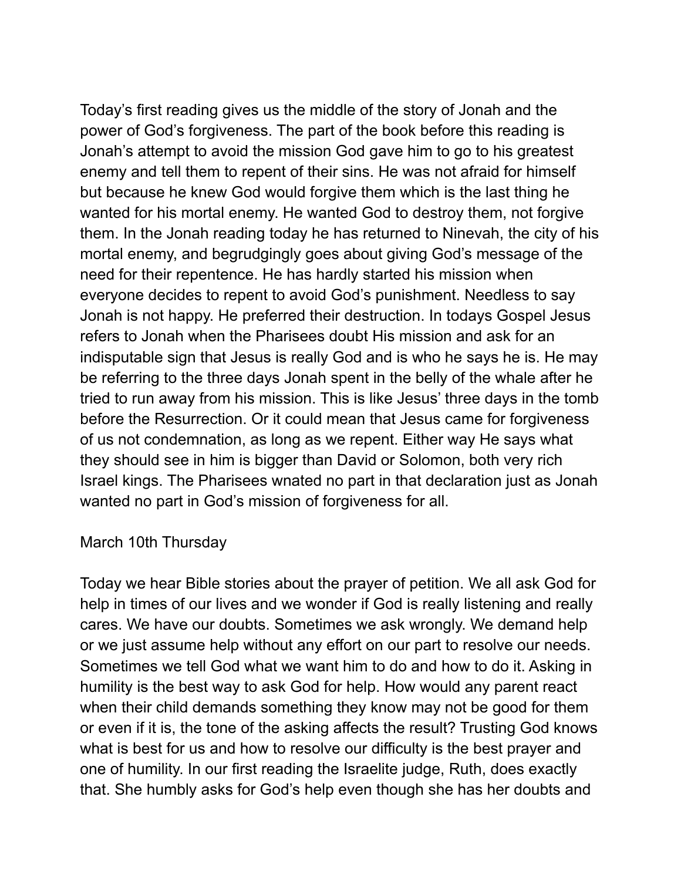Today's first reading gives us the middle of the story of Jonah and the power of God's forgiveness. The part of the book before this reading is Jonah's attempt to avoid the mission God gave him to go to his greatest enemy and tell them to repent of their sins. He was not afraid for himself but because he knew God would forgive them which is the last thing he wanted for his mortal enemy. He wanted God to destroy them, not forgive them. In the Jonah reading today he has returned to Nineveh, the city of his mortal enemy, and begrudgingly goes about giving God's message of the need for their repentence. He has hardly started his mission when everyone decides to repent to avoid God's punishment. Needless to say Jonah is not happy. He preferred their destruction. In todays Gospel Jesus refers to Jonah when the Pharisees doubt His mission and ask for an indisputable sign that Jesus is really God and is who he says he is. He may be referring to the three days Jonah spent in the belly of the whale after he tried to run away from his mission. This is like Jesus' three days in the tomb before the Resurrection. Or it could mean that Jesus came for forgiveness of us not condemnation, as long as we repent. Either way He says what they should see in him is bigger than David or Solomon, both very rich Israel kings. The Pharisees wnated no part in that declaration just as Jonah wanted no part in God's mission of forgiveness for all.

March 10th Thursday

Today we hear Bible stories about the prayer of petition. We all ask God for help in times of our lives and we wonder if God is really listening and really cares. We have our doubts. Sometimes we ask wrongly. We demand help or we just assume help without any effort on our part to resolve our needs. Sometimes we tell God what we want him to do and how to do it. Asking in humility is the best way to ask God for help. How would any parent react when their child demands something they know may not be good for them or even if it is, the tone of the asking affects the result? Trusting God knows what is best for us and how to resolve our difficulty is the best prayer and one of humility. In our first reading the Israelite judge, Ruth, does exactly that. She humbly asks for God's help even though she has her doubts and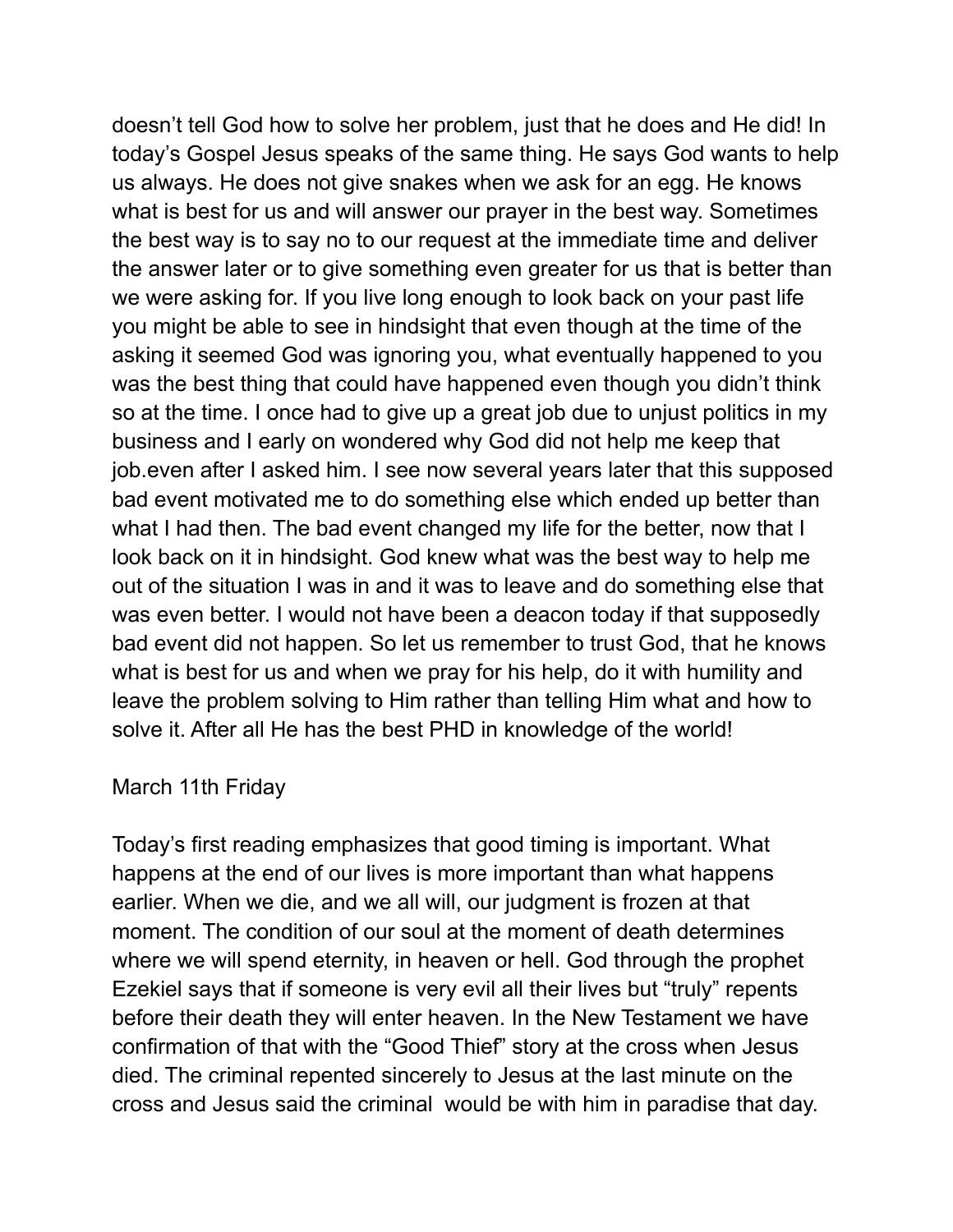doesn't tell God how to solve her problem, just that he does and He did! In today's Gospel Jesus speaks of the same thing. He says God wants to help us always. He does not give snakes when we ask for an egg. He knows what is best for us and will answer our prayer in the best way. Sometimes the best way is to say no to our request at the immediate time and deliver the answer later or to give something even greater for us that is better than we were asking for. If you live long enough to look back on your past life you might be able to see in hindsight that even though at the time of the asking it seemed God was ignoring you, what eventually happened to you was the best thing that could have happened even though you didn't think so at the time. I once had to give up a great job due to unjust politics in my business and I early on wondered why God did not help me keep that job.even after I asked him. I see now several years later that this supposed bad event motivated me to do something else which ended up better than what I had then. The bad event changed my life for the better, now that I look back on it in hindsight. God knew what was the best way to help me out of the situation I was in and it was to leave and do something else that was even better. I would not have been a deacon today if that supposedly bad event did not happen. So let us remember to trust God, that he knows what is best for us and when we pray for his help, do it with humility and leave the problem solving to Him rather than telling Him what and how to solve it. After all He has the best PHD in knowledge of the world!

March 11th Friday

Today's first reading emphasizes that good timing is important. What happens at the end of our lives is more important than what happens earlier. When we die, and we all will, our judgment is frozen at that moment. The condition of our soul at the moment of death determines where we will spend eternity, in heaven or hell. God through the prophet Ezekiel says that if someone is very evil all their lives but "truly" repents before their death they will enter heaven. In the New Testament we have confirmation of that with the "Good Thief" story at the cross when Jesus died. The criminal repented sincerely to Jesus at the last minute on the cross and Jesus said the criminal would be with him in paradise that day.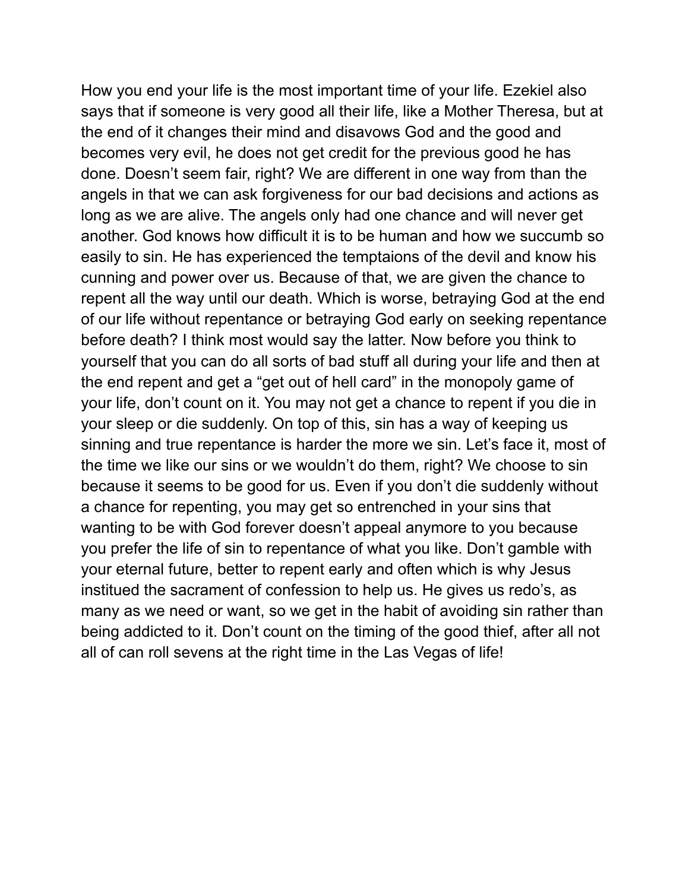How you end your life is the most important time of your life. Ezekiel also says that if someone is very good all their life, like a Mother Theresa, but at the end of it changes their mind and disavows God and the good and becomes very evil, he does not get credit for the previous good he has done. Doesn't seem fair, right? We are different in one way from than the angels in that we can ask forgiveness for our bad decisions and actions as long as we are alive. The angels only had one chance and will never get another. God knows how difficult it is to be human and how we succumb so easily to sin. He has experienced the temptaions of the devil and know his cunning and power over us. Because of that, we are given the chance to repent all the way until our death. Which is worse, betraying God at the end of our life without repentance or betraying God early on seeking repentance before death? I think most would say the latter. Now before you think to yourself that you can do all sorts of bad stuff all during your life and then at the end repent and get a "get out of hell card" in the monopoly game of your life, don't count on it. You may not get a chance to repent if you die in your sleep or die suddenly. On top of this, sin has a way of keeping us sinning and true repentance is harder the more we sin. Let's face it, most of the time we like our sins or we wouldn't do them, right? We choose to sin because it seems to be good for us. Even if you don't die suddenly without a chance for repenting, you may get so entrenched in your sins that wanting to be with God forever doesn't appeal anymore to you because you prefer the life of sin to repentance of what you like. Don't gamble with your eternal future, better to repent early and often which is why Jesus institued the sacrament of confession to help us. He gives us redo's, as many as we need or want, so we get in the habit of avoiding sin rather than being addicted to it. Don't count on the timing of the good thief, after all not all of can roll sevens at the right time in the Las Vegas of life!